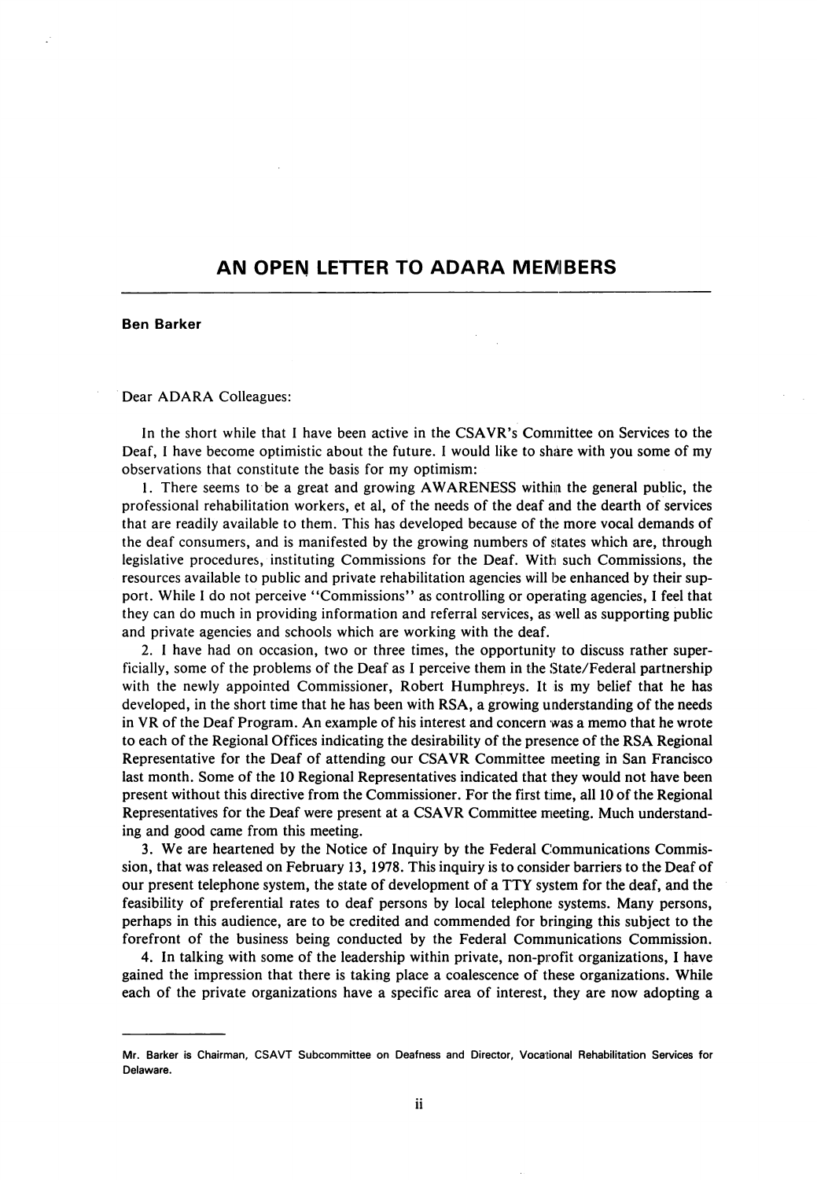# AN OPEN LETTER TO ADARA MEMBERS

**Ben Barker**

Dear ADARA Colleagues:

In the short while that I have been active in the CSAVR's Committee on Services to the Deaf, I have become optimistic about the future. I would like to share with you some of my observations that constitute the basis for my optimism:

1. There seems to be a great and growing AWARENESS within the general public, the professional rehabilitation workers, et al, of the needs of the deaf and the dearth of services that are readily available to them. This has developed because of the more vocal demands of the deaf consumers, and is manifested by the growing numbers of states which are, through legislative procedures, instituting Commissions for the Deaf. With such Commissions, the resources available to public and private rehabilitation agencies will be enhanced by their support. While I do not perceive "Commissions" as controlling or operating agencies, I feel that they can do much in providing information and referral services, as well as supporting public and private agencies and schools which are working with the deaf.

2. I have had on occasion, two or three times, the opportunity to discuss rather superficially, some of the problems of the Deaf as I perceive them in the State/Federal partnership with the newly appointed Commissioner, Robert Humphreys. It is my belief that he has developed, in the short time that he has been with RSA, a growing understanding of the needs in VR of the Deaf Program. An example of his interest and concern was a memo that he wrote to each of the Regional Offices indicating the desirability of the presence of the RSA Regional Representative for the Deaf of attending our CSAVR Committee meeting in San Francisco last month. Some of the 10 Regional Representatives indicated that they would not have been present without this directive from the Commissioner. For the first time, all 10 of the Regional Representatives for the Deaf were present at a CSAVR Committee meeting. Much understanding and good came from this meeting.

3. We are heartened by the Notice of Inquiry by the Federal Communications Commission, that was released on February 13, 1978. This inquiry is to consider barriers to the Deaf of our present telephone system, the state of development of a TTY system for the deaf, and the feasibility of preferential rates to deaf persons by local telephone systems. Many persons, perhaps in this audience, are to be credited and commended for bringing this subject to the forefront of the business being conducted by the Federal Communications Commission.

4. In talking with some of the leadership within private, non-profit organizations, I have gained the impression that there is taking place a coalescence of these organizations. While each of the private organizations have a specific area of interest, they are now adopting a

---

Mr. Barker is Chairman, CSAVT Subcommittee on Deafness and Director, Vocational Rehabilitation Services for Delaware.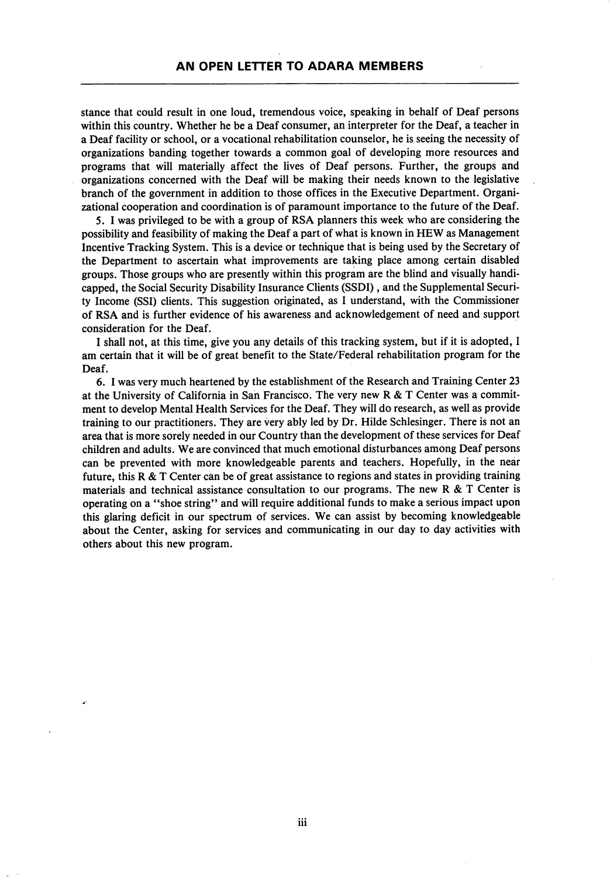stance that could result in one loud, tremendous voice, speaking in behalf of Deaf persons within this country. Whether he be a Deaf consumer, an interpreter for the Deaf, a teacher in a Deaf facility or school, or a vocational rehabilitation counselor, he is seeing the necessity of organizations banding together towards a common goal of developing more resources and programs that will materially affect the lives of Deaf persons. Further, the groups and organizations concerned with the Deaf will be making their needs known to the legislative branch of the government in addition to those offices in the Executive Department. Organizational cooperation and coordination is of paramount importance to the future of the Deaf.

5. I was privileged to be with a group of RSA planners this week who are considering the possibility and feasibility of making the Deaf a part of what is known in HEW as Management Incentive Tracking System. This is a device or technique that is being used by the Secretary of the Department to ascertain what improvements are taking place among certain disabled groups. Those groups who are presently within this program are the blind and visually handicapped, the Social Security Disability Insurance Clients (SSDI), and the Supplemental Security Income (SSI) clients. This suggestion originated, as I understand, with the Commissioner of RSA and is further evidence of his awareness and acknowledgement of need and support consideration for the Deaf.

I shall not, at this time, give you any details of this tracking system, but if it is adopted, I am certain that it will be of great benefit to the State/Federal rehabilitation program for the Deaf.

6. I was very much heartened by the establishment of the Research and Training Center 23 at the University of California in San Francisco. The very new R & T Center was a commitment to develop Mental Health Services for the Deaf. They will do research, as well as provide training to our practitioners. They are very ably led by Dr. Hilde Schlesinger. There is not an area that is more sorely needed in our Country than the development of these services for Deaf children and adults. We are convinced that much emotional disturbances among Deaf persons can be prevented with more knowledgeable parents and teachers. Hopefully, in the near future, this R & T Center can be of great assistance to regions and states in providing training materials and technical assistance consultation to our programs. The new R & T Center is operating on a "shoe string" and will require additional funds to make a serious impact upon this glaring deficit in our spectrum of services. We can assist by becoming knowledgeable about the Center, asking for services and communicating in our day to day activities with others about this new program.